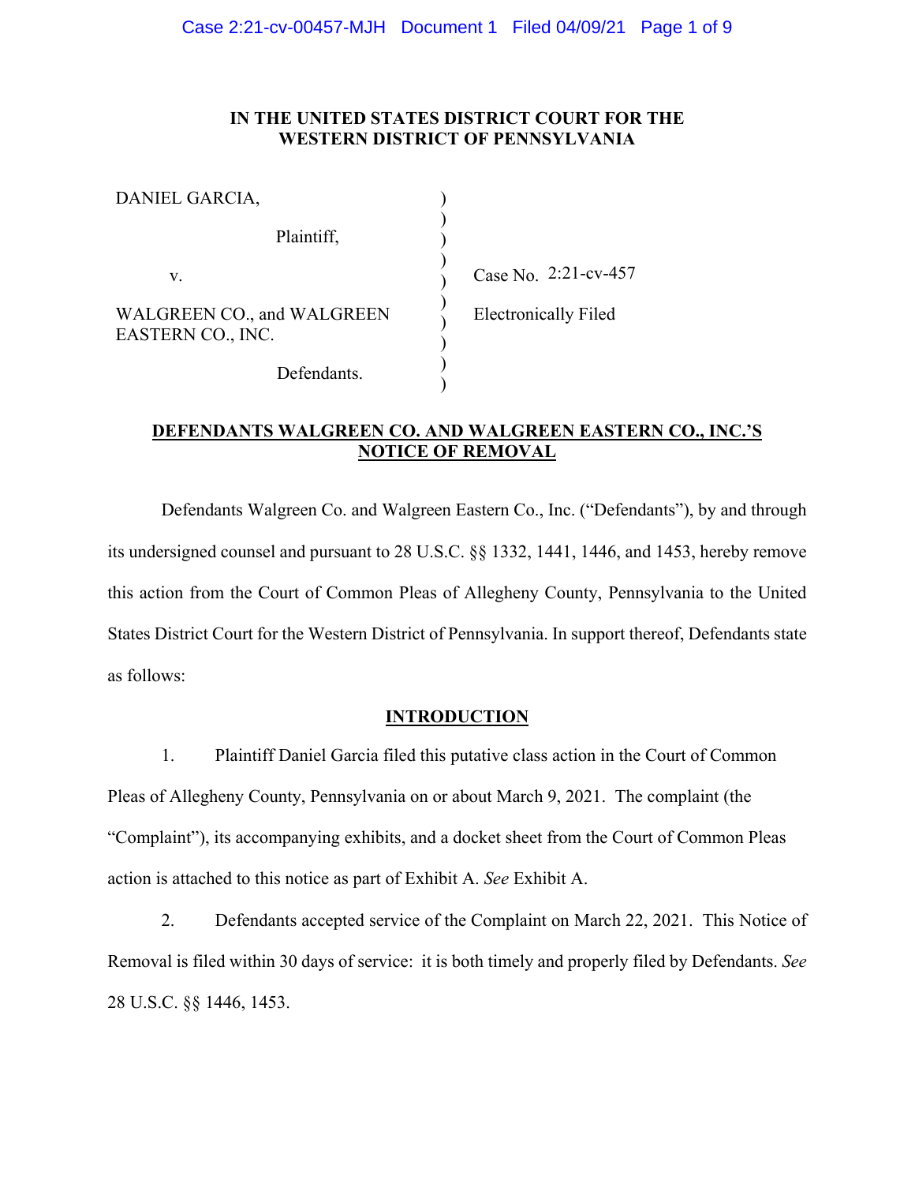# IN THE UNITED STATES DISTRICT COURT FOR THE WESTERN DISTRICT OF PENNSYLVANIA

| | | |
|---|---|---|
| DANIEL GARCIA, | ) | |
| Plaintiff, | ) | |
| v. | ) | Case No. 2:21-cv-457 |
| WALGREEN CO., and WALGREEN EASTERN CO., INC. | ) | Electronically Filed |
| Defendants. | ) | |

## DEFENDANTS WALGREEN CO. AND WALGREEN EASTERN CO., INC.'S NOTICE OF REMOVAL

Defendants Walgreen Co. and Walgreen Eastern Co., Inc. ("Defendants"), by and through its undersigned counsel and pursuant to 28 U.S.C. §§ 1332, 1441, 1446, and 1453, hereby remove this action from the Court of Common Pleas of Allegheny County, Pennsylvania to the United States District Court for the Western District of Pennsylvania. In support thereof, Defendants state as follows:

## INTRODUCTION

1. Plaintiff Daniel Garcia filed this putative class action in the Court of Common Pleas of Allegheny County, Pennsylvania on or about March 9, 2021. The complaint (the "Complaint"), its accompanying exhibits, and a docket sheet from the Court of Common Pleas action is attached to this notice as part of Exhibit A. *See* Exhibit A.

2. Defendants accepted service of the Complaint on March 22, 2021. This Notice of Removal is filed within 30 days of service: it is both timely and properly filed by Defendants. *See* 28 U.S.C. §§ 1446, 1453.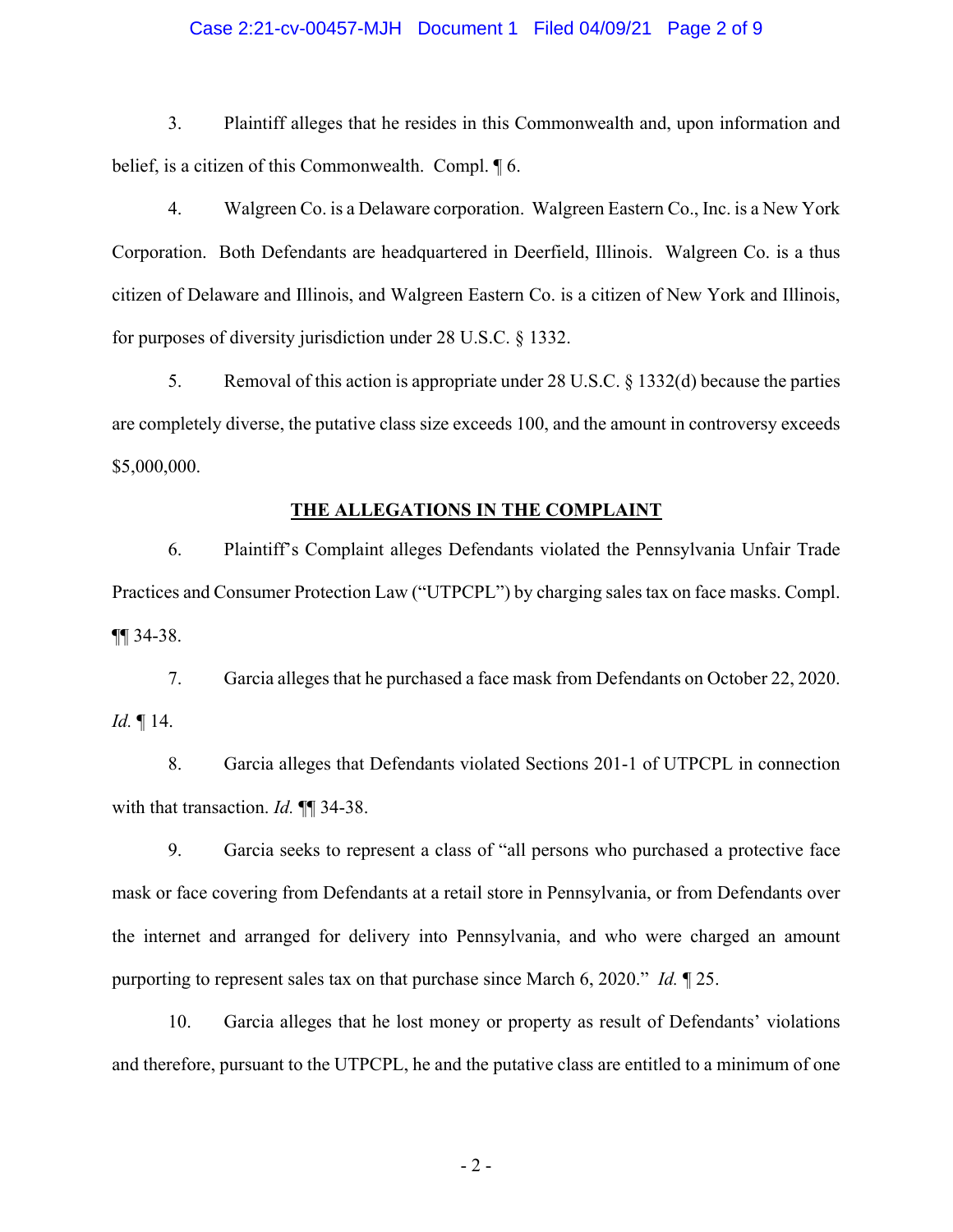3. Plaintiff alleges that he resides in this Commonwealth and, upon information and belief, is a citizen of this Commonwealth. Compl. ¶ 6.

4. Walgreen Co. is a Delaware corporation. Walgreen Eastern Co., Inc. is a New York Corporation. Both Defendants are headquartered in Deerfield, Illinois. Walgreen Co. is a thus citizen of Delaware and Illinois, and Walgreen Eastern Co. is a citizen of New York and Illinois, for purposes of diversity jurisdiction under 28 U.S.C. § 1332.

5. Removal of this action is appropriate under 28 U.S.C. § 1332(d) because the parties are completely diverse, the putative class size exceeds 100, and the amount in controversy exceeds $5,000,000.

## THE ALLEGATIONS IN THE COMPLAINT

6. Plaintiff's Complaint alleges Defendants violated the Pennsylvania Unfair Trade Practices and Consumer Protection Law ("UTPCPL") by charging sales tax on face masks. Compl. ¶¶ 34-38.

7. Garcia alleges that he purchased a face mask from Defendants on October 22, 2020. *Id.* ¶ 14.

8. Garcia alleges that Defendants violated Sections 201-1 of UTPCPL in connection with that transaction. *Id.* ¶¶ 34-38.

9. Garcia seeks to represent a class of "all persons who purchased a protective face mask or face covering from Defendants at a retail store in Pennsylvania, or from Defendants over the internet and arranged for delivery into Pennsylvania, and who were charged an amount purporting to represent sales tax on that purchase since March 6, 2020." *Id.* ¶ 25.

10. Garcia alleges that he lost money or property as result of Defendants' violations and therefore, pursuant to the UTPCPL, he and the putative class are entitled to a minimum of one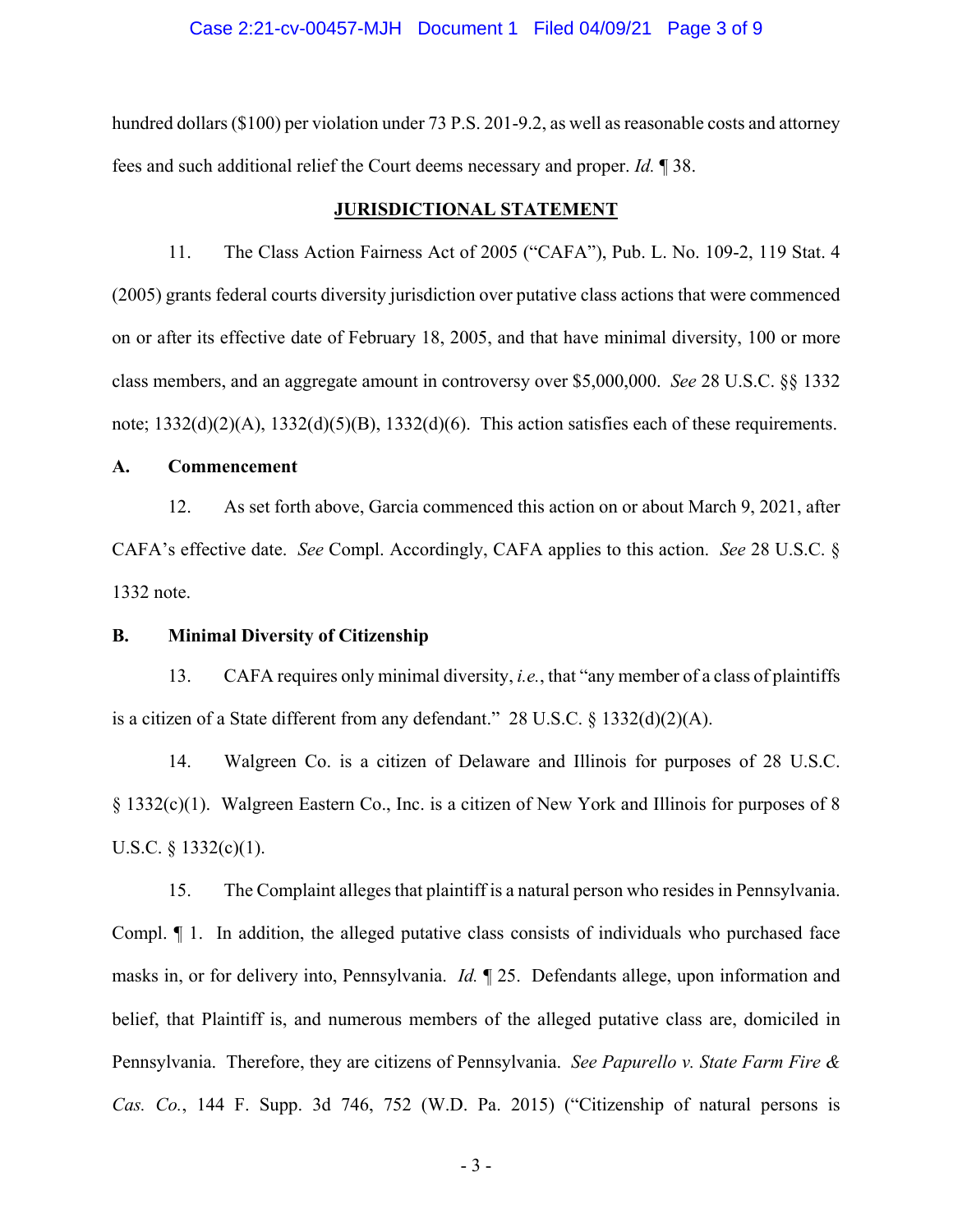hundred dollars ($100) per violation under 73 P.S. 201-9.2, as well as reasonable costs and attorney fees and such additional relief the Court deems necessary and proper. *Id.* ¶ 38.

## JURISDICTIONAL STATEMENT

11. The Class Action Fairness Act of 2005 ("CAFA"), Pub. L. No. 109-2, 119 Stat. 4 (2005) grants federal courts diversity jurisdiction over putative class actions that were commenced on or after its effective date of February 18, 2005, and that have minimal diversity, 100 or more class members, and an aggregate amount in controversy over $5,000,000. *See* 28 U.S.C. §§ 1332 note; 1332(d)(2)(A), 1332(d)(5)(B), 1332(d)(6). This action satisfies each of these requirements.

### A. Commencement

12. As set forth above, Garcia commenced this action on or about March 9, 2021, after CAFA's effective date. *See* Compl. Accordingly, CAFA applies to this action. *See* 28 U.S.C. § 1332 note.

### B. Minimal Diversity of Citizenship

13. CAFA requires only minimal diversity, *i.e.*, that "any member of a class of plaintiffs is a citizen of a State different from any defendant." 28 U.S.C. § 1332(d)(2)(A).

14. Walgreen Co. is a citizen of Delaware and Illinois for purposes of 28 U.S.C. § 1332(c)(1). Walgreen Eastern Co., Inc. is a citizen of New York and Illinois for purposes of 8 U.S.C. § 1332(c)(1).

15. The Complaint alleges that plaintiff is a natural person who resides in Pennsylvania. Compl. ¶ 1. In addition, the alleged putative class consists of individuals who purchased face masks in, or for delivery into, Pennsylvania. *Id.* ¶ 25. Defendants allege, upon information and belief, that Plaintiff is, and numerous members of the alleged putative class are, domiciled in Pennsylvania. Therefore, they are citizens of Pennsylvania. *See Papurello v. State Farm Fire & Cas. Co.*, 144 F. Supp. 3d 746, 752 (W.D. Pa. 2015) ("Citizenship of natural persons is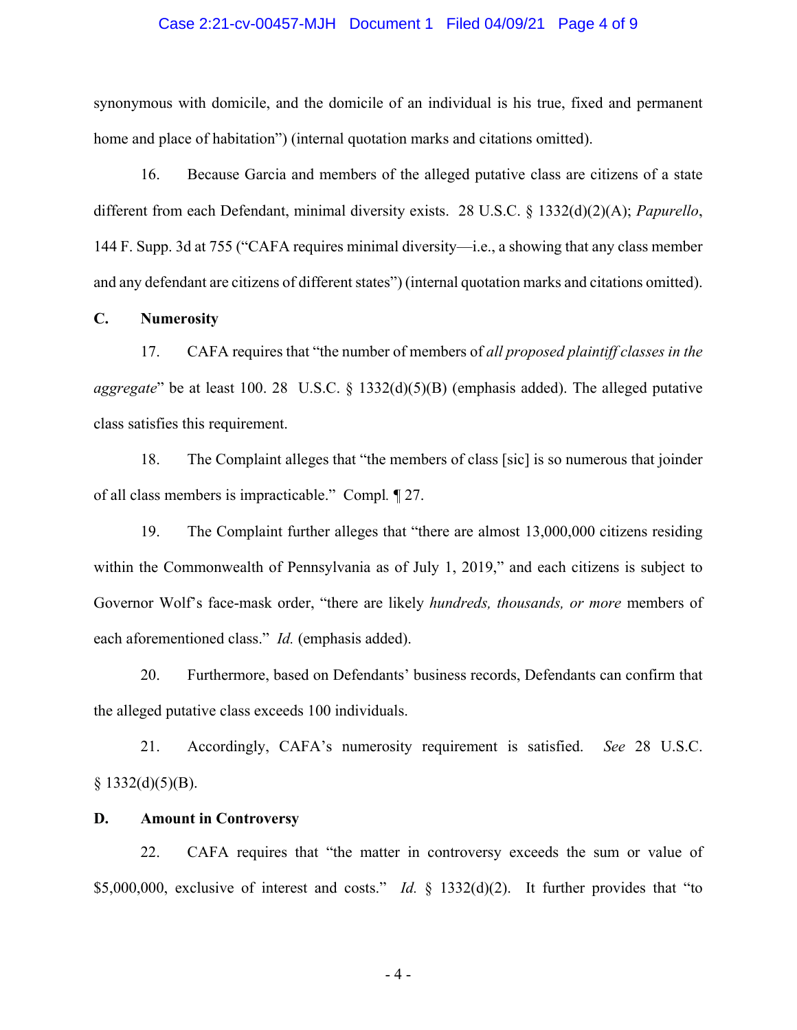synonymous with domicile, and the domicile of an individual is his true, fixed and permanent home and place of habitation") (internal quotation marks and citations omitted).

16. Because Garcia and members of the alleged putative class are citizens of a state different from each Defendant, minimal diversity exists. 28 U.S.C. § 1332(d)(2)(A); *Papurello*, 144 F. Supp. 3d at 755 ("CAFA requires minimal diversity—i.e., a showing that any class member and any defendant are citizens of different states") (internal quotation marks and citations omitted).

**C. Numerosity**

17. CAFA requires that "the number of members of *all proposed plaintiff classes in the aggregate*" be at least 100. 28 U.S.C. § 1332(d)(5)(B) (emphasis added). The alleged putative class satisfies this requirement.

18. The Complaint alleges that "the members of class [sic] is so numerous that joinder of all class members is impracticable." Compl. ¶ 27.

19. The Complaint further alleges that "there are almost 13,000,000 citizens residing within the Commonwealth of Pennsylvania as of July 1, 2019," and each citizens is subject to Governor Wolf's face-mask order, "there are likely *hundreds, thousands, or more* members of each aforementioned class." *Id.* (emphasis added).

20. Furthermore, based on Defendants' business records, Defendants can confirm that the alleged putative class exceeds 100 individuals.

21. Accordingly, CAFA's numerosity requirement is satisfied. *See* 28 U.S.C. § 1332(d)(5)(B).

**D. Amount in Controversy**

22. CAFA requires that "the matter in controversy exceeds the sum or value of $5,000,000, exclusive of interest and costs." *Id.* § 1332(d)(2). It further provides that "to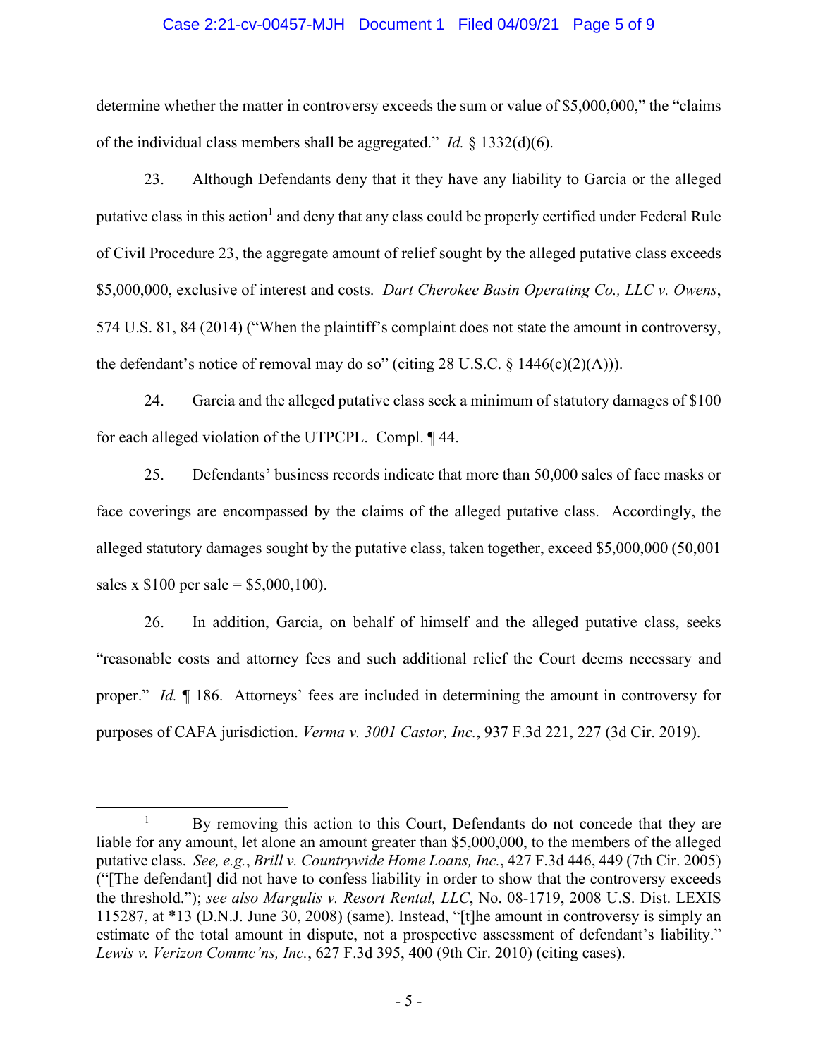determine whether the matter in controversy exceeds the sum or value of $5,000,000," the "claims of the individual class members shall be aggregated." *Id.* § 1332(d)(6).

23. Although Defendants deny that it they have any liability to Garcia or the alleged putative class in this action[1] and deny that any class could be properly certified under Federal Rule of Civil Procedure 23, the aggregate amount of relief sought by the alleged putative class exceeds $5,000,000, exclusive of interest and costs. *Dart Cherokee Basin Operating Co., LLC v. Owens*, 574 U.S. 81, 84 (2014) ("When the plaintiff's complaint does not state the amount in controversy, the defendant's notice of removal may do so" (citing 28 U.S.C. § 1446(c)(2)(A))).

24. Garcia and the alleged putative class seek a minimum of statutory damages of $100 for each alleged violation of the UTPCPL. Compl. ¶ 44.

25. Defendants' business records indicate that more than 50,000 sales of face masks or face coverings are encompassed by the claims of the alleged putative class. Accordingly, the alleged statutory damages sought by the putative class, taken together, exceed $5,000,000 (50,001 sales x $100 per sale = $5,000,100).

26. In addition, Garcia, on behalf of himself and the alleged putative class, seeks "reasonable costs and attorney fees and such additional relief the Court deems necessary and proper." *Id.* ¶ 186. Attorneys' fees are included in determining the amount in controversy for purposes of CAFA jurisdiction. *Verma v. 3001 Castor, Inc.*, 937 F.3d 221, 227 (3d Cir. 2019).

---

[1] By removing this action to this Court, Defendants do not concede that they are liable for any amount, let alone an amount greater than $5,000,000, to the members of the alleged putative class. *See, e.g.*, *Brill v. Countrywide Home Loans, Inc.*, 427 F.3d 446, 449 (7th Cir. 2005) ("[The defendant] did not have to confess liability in order to show that the controversy exceeds the threshold."); *see also Margulis v. Resort Rental, LLC*, No. 08-1719, 2008 U.S. Dist. LEXIS 115287, at *13 (D.N.J. June 30, 2008) (same). Instead, "[t]he amount in controversy is simply an estimate of the total amount in dispute, not a prospective assessment of defendant's liability." *Lewis v. Verizon Commc'ns, Inc.*, 627 F.3d 395, 400 (9th Cir. 2010) (citing cases).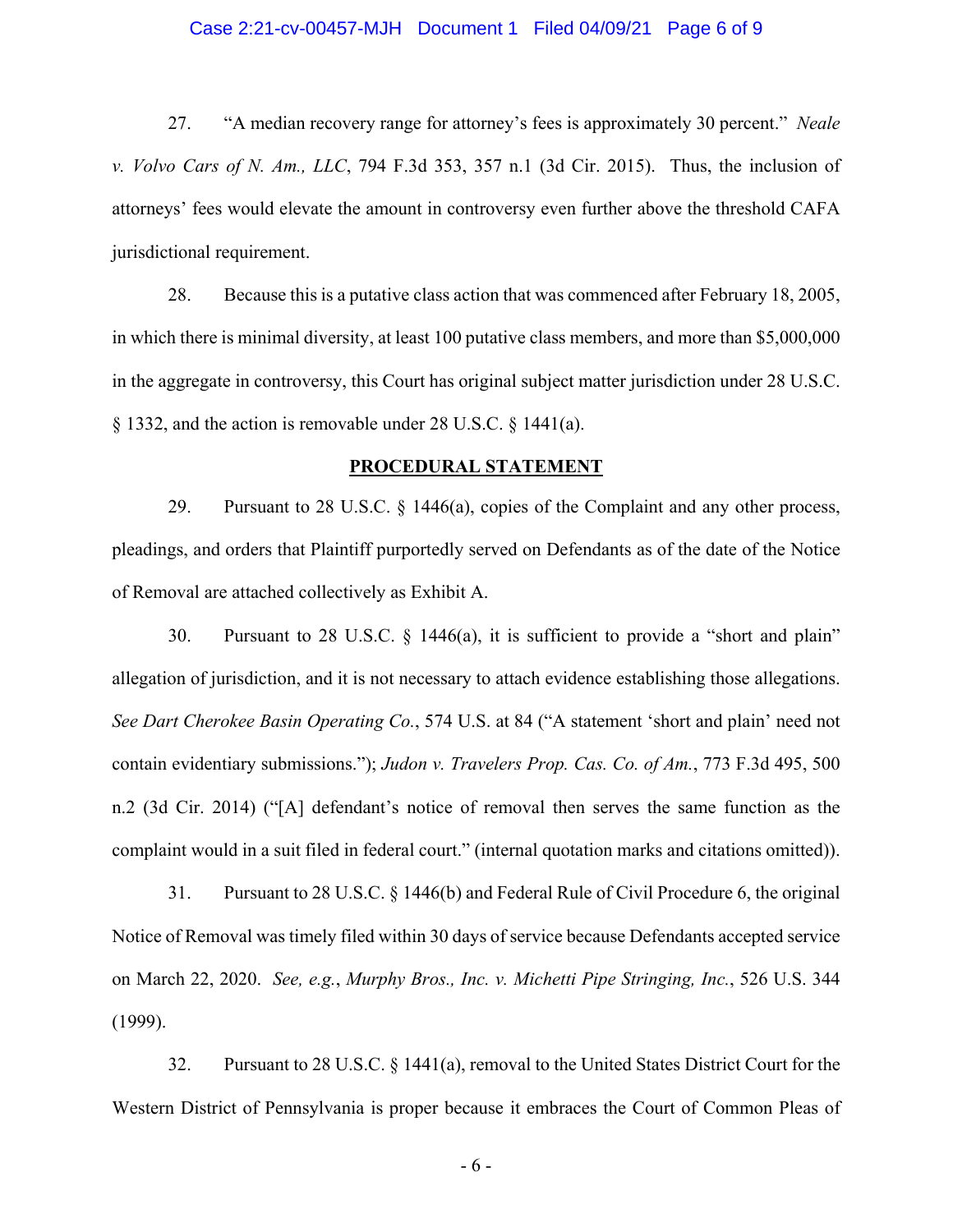27. "A median recovery range for attorney's fees is approximately 30 percent." *Neale v. Volvo Cars of N. Am., LLC*, 794 F.3d 353, 357 n.1 (3d Cir. 2015). Thus, the inclusion of attorneys' fees would elevate the amount in controversy even further above the threshold CAFA jurisdictional requirement.

28. Because this is a putative class action that was commenced after February 18, 2005, in which there is minimal diversity, at least 100 putative class members, and more than $5,000,000 in the aggregate in controversy, this Court has original subject matter jurisdiction under 28 U.S.C. § 1332, and the action is removable under 28 U.S.C. § 1441(a).

## PROCEDURAL STATEMENT

29. Pursuant to 28 U.S.C. § 1446(a), copies of the Complaint and any other process, pleadings, and orders that Plaintiff purportedly served on Defendants as of the date of the Notice of Removal are attached collectively as Exhibit A.

30. Pursuant to 28 U.S.C. § 1446(a), it is sufficient to provide a "short and plain" allegation of jurisdiction, and it is not necessary to attach evidence establishing those allegations. *See Dart Cherokee Basin Operating Co.*, 574 U.S. at 84 ("A statement 'short and plain' need not contain evidentiary submissions."); *Judon v. Travelers Prop. Cas. Co. of Am.*, 773 F.3d 495, 500 n.2 (3d Cir. 2014) ("[A] defendant's notice of removal then serves the same function as the complaint would in a suit filed in federal court." (internal quotation marks and citations omitted)).

31. Pursuant to 28 U.S.C. § 1446(b) and Federal Rule of Civil Procedure 6, the original Notice of Removal was timely filed within 30 days of service because Defendants accepted service on March 22, 2020. *See, e.g.*, *Murphy Bros., Inc. v. Michetti Pipe Stringing, Inc.*, 526 U.S. 344 (1999).

32. Pursuant to 28 U.S.C. § 1441(a), removal to the United States District Court for the Western District of Pennsylvania is proper because it embraces the Court of Common Pleas of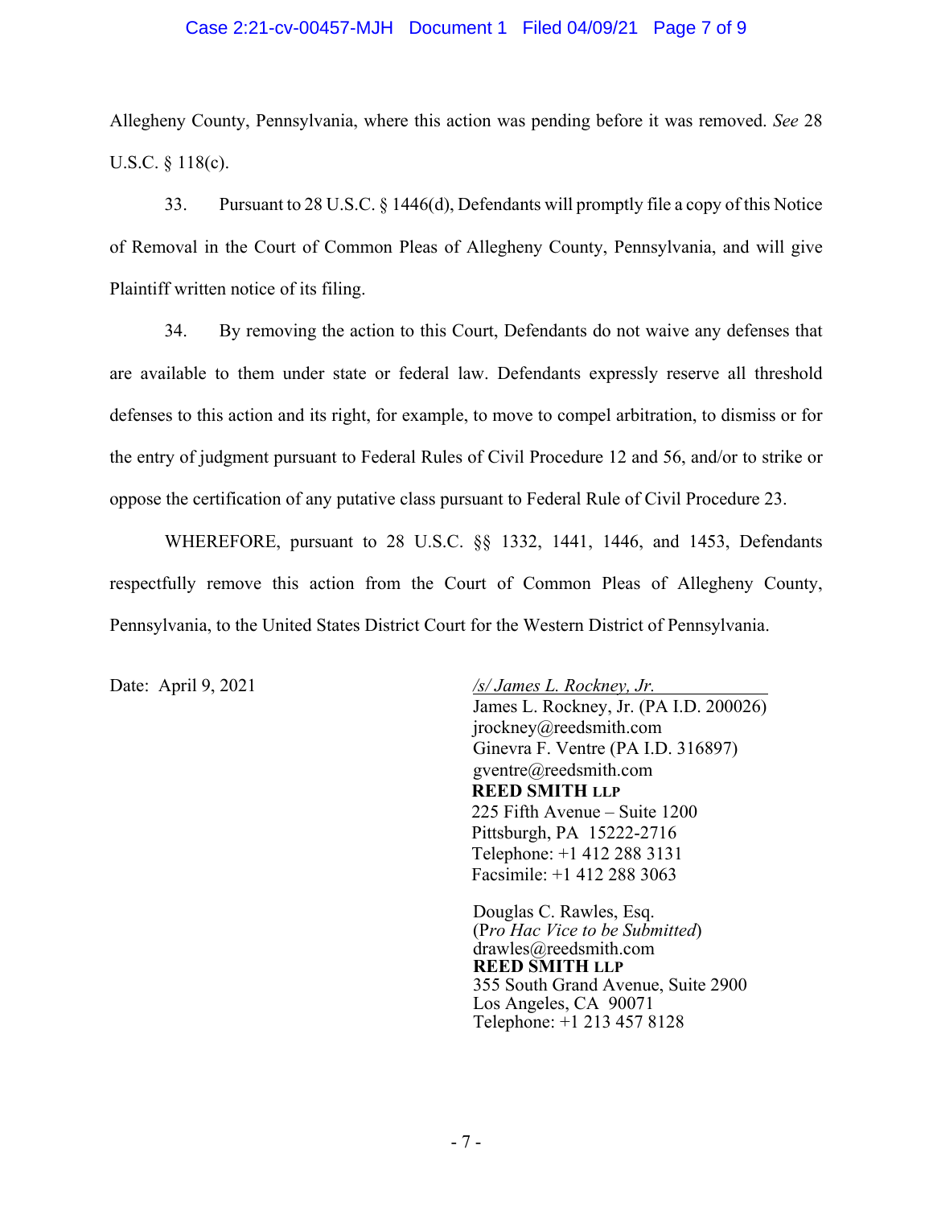Allegheny County, Pennsylvania, where this action was pending before it was removed. *See* 28 U.S.C. § 118(c).

33. Pursuant to 28 U.S.C. § 1446(d), Defendants will promptly file a copy of this Notice of Removal in the Court of Common Pleas of Allegheny County, Pennsylvania, and will give Plaintiff written notice of its filing.

34. By removing the action to this Court, Defendants do not waive any defenses that are available to them under state or federal law. Defendants expressly reserve all threshold defenses to this action and its right, for example, to move to compel arbitration, to dismiss or for the entry of judgment pursuant to Federal Rules of Civil Procedure 12 and 56, and/or to strike or oppose the certification of any putative class pursuant to Federal Rule of Civil Procedure 23.

WHEREFORE, pursuant to 28 U.S.C. §§ 1332, 1441, 1446, and 1453, Defendants respectfully remove this action from the Court of Common Pleas of Allegheny County, Pennsylvania, to the United States District Court for the Western District of Pennsylvania.

Date: April 9, 2021

*/s/ James L. Rockney, Jr.*
James L. Rockney, Jr. (PA I.D. 200026)
jrockney@reedsmith.com
Ginevra F. Ventre (PA I.D. 316897)
gventre@reedsmith.com
**REED SMITH LLP**
225 Fifth Avenue – Suite 1200
Pittsburgh, PA 15222-2716
Telephone: +1 412 288 3131
Facsimile: +1 412 288 3063

Douglas C. Rawles, Esq.
(*Pro Hac Vice to be Submitted*)
drawles@reedsmith.com
**REED SMITH LLP**
355 South Grand Avenue, Suite 2900
Los Angeles, CA 90071
Telephone: +1 213 457 8128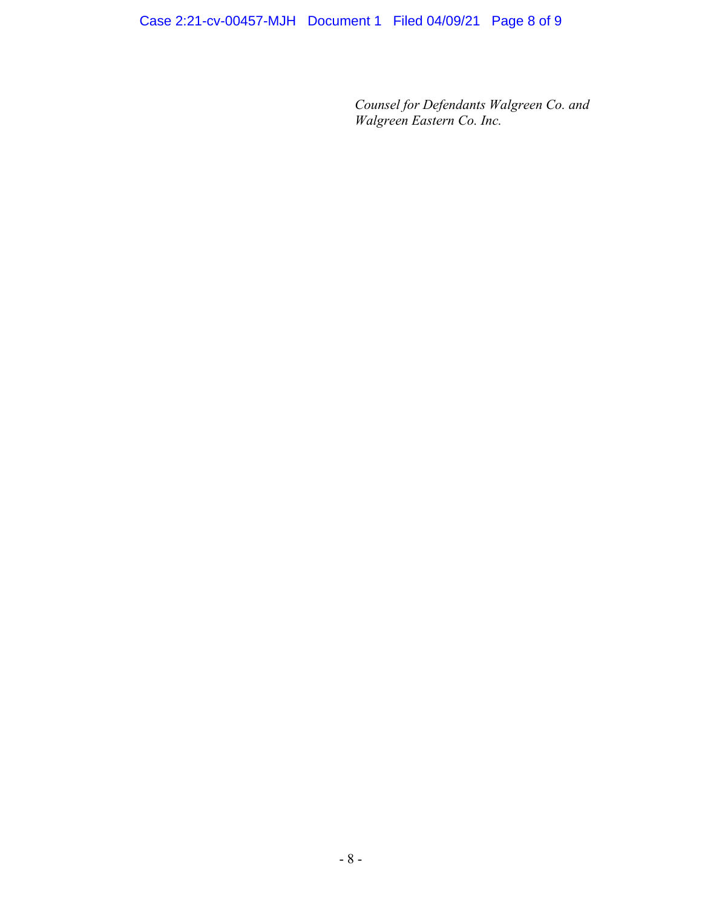*Counsel for Defendants Walgreen Co. and Walgreen Eastern Co. Inc.*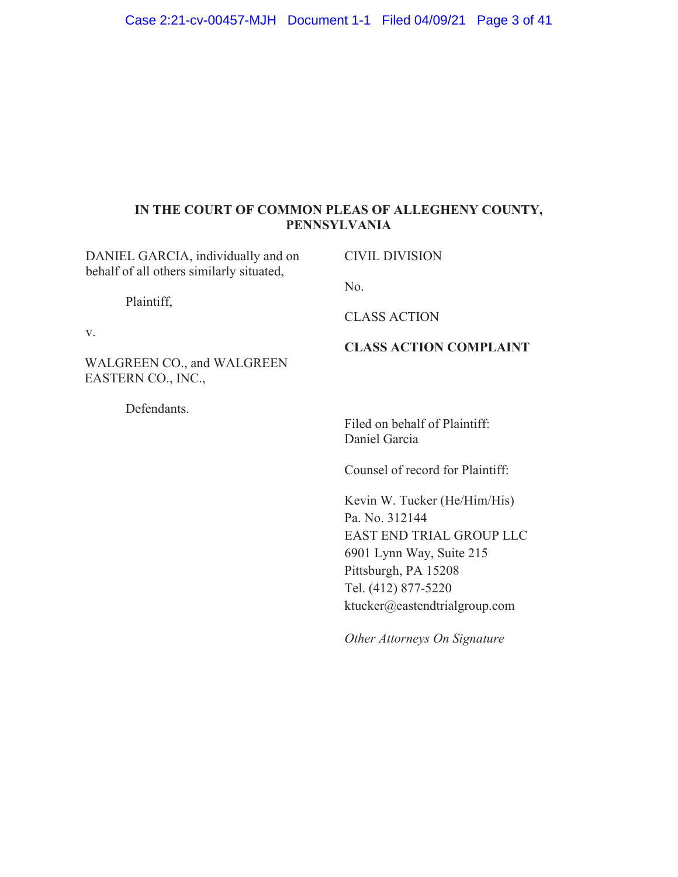**IN THE COURT OF COMMON PLEAS OF ALLEGHENY COUNTY, PENNSYLVANIA**

DANIEL GARCIA, individually and on behalf of all others similarly situated,

Plaintiff,

v.

WALGREEN CO., and WALGREEN EASTERN CO., INC.,

Defendants.

CIVIL DIVISION

No.

CLASS ACTION

**CLASS ACTION COMPLAINT**

Filed on behalf of Plaintiff: Daniel Garcia

Counsel of record for Plaintiff:

Kevin W. Tucker (He/Him/His)
Pa. No. 312144
EAST END TRIAL GROUP LLC
6901 Lynn Way, Suite 215
Pittsburgh, PA 15208
Tel. (412) 877-5220
ktucker@eastendtrialgroup.com

*Other Attorneys On Signature*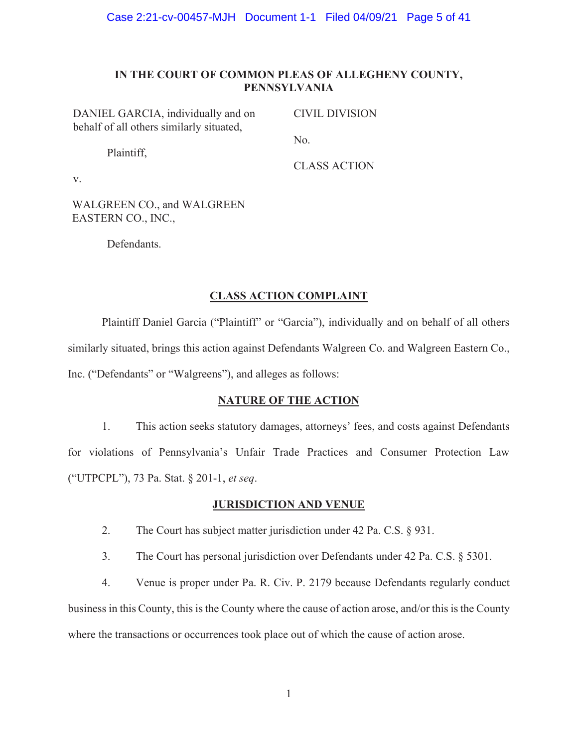**IN THE COURT OF COMMON PLEAS OF ALLEGHENY COUNTY, PENNSYLVANIA**

| | |
|---|---|
| DANIEL GARCIA, individually and on behalf of all others similarly situated, | CIVIL DIVISION |
| Plaintiff, | No. |
| v. | CLASS ACTION |
| WALGREEN CO., and WALGREEN EASTERN CO., INC., | |
| Defendants. | |

## CLASS ACTION COMPLAINT

Plaintiff Daniel Garcia ("Plaintiff" or "Garcia"), individually and on behalf of all others similarly situated, brings this action against Defendants Walgreen Co. and Walgreen Eastern Co., Inc. ("Defendants" or "Walgreens"), and alleges as follows:

## NATURE OF THE ACTION

1. This action seeks statutory damages, attorneys' fees, and costs against Defendants for violations of Pennsylvania's Unfair Trade Practices and Consumer Protection Law ("UTPCPL"), 73 Pa. Stat. § 201-1, *et seq*.

## JURISDICTION AND VENUE

2. The Court has subject matter jurisdiction under 42 Pa. C.S. § 931.

3. The Court has personal jurisdiction over Defendants under 42 Pa. C.S. § 5301.

4. Venue is proper under Pa. R. Civ. P. 2179 because Defendants regularly conduct business in this County, this is the County where the cause of action arose, and/or this is the County where the transactions or occurrences took place out of which the cause of action arose.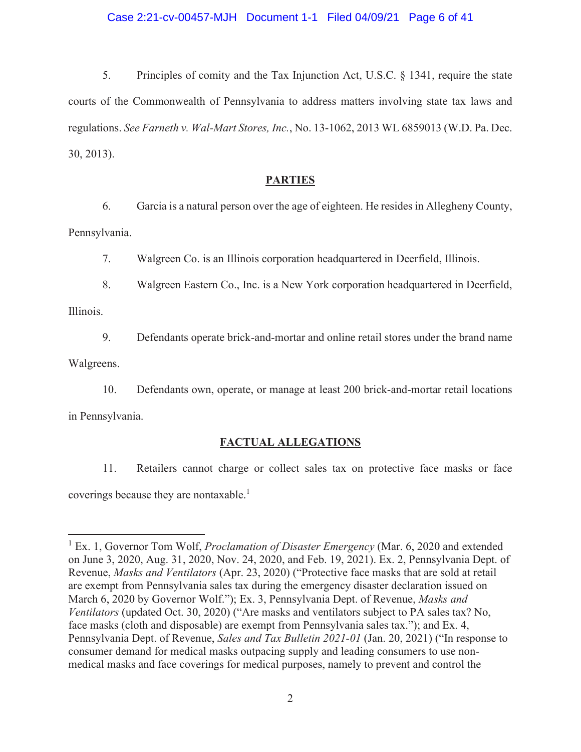5. Principles of comity and the Tax Injunction Act, U.S.C. § 1341, require the state courts of the Commonwealth of Pennsylvania to address matters involving state tax laws and regulations. *See Farneth v. Wal-Mart Stores, Inc.*, No. 13-1062, 2013 WL 6859013 (W.D. Pa. Dec. 30, 2013).

## PARTIES

6. Garcia is a natural person over the age of eighteen. He resides in Allegheny County, Pennsylvania.

7. Walgreen Co. is an Illinois corporation headquartered in Deerfield, Illinois.

8. Walgreen Eastern Co., Inc. is a New York corporation headquartered in Deerfield, Illinois.

9. Defendants operate brick-and-mortar and online retail stores under the brand name Walgreens.

10. Defendants own, operate, or manage at least 200 brick-and-mortar retail locations in Pennsylvania.

## FACTUAL ALLEGATIONS

11. Retailers cannot charge or collect sales tax on protective face masks or face coverings because they are nontaxable.[1]

---

[1] Ex. 1, Governor Tom Wolf, *Proclamation of Disaster Emergency* (Mar. 6, 2020 and extended on June 3, 2020, Aug. 31, 2020, Nov. 24, 2020, and Feb. 19, 2021). Ex. 2, Pennsylvania Dept. of Revenue, *Masks and Ventilators* (Apr. 23, 2020) ("Protective face masks that are sold at retail are exempt from Pennsylvania sales tax during the emergency disaster declaration issued on March 6, 2020 by Governor Wolf."); Ex. 3, Pennsylvania Dept. of Revenue, *Masks and Ventilators* (updated Oct. 30, 2020) ("Are masks and ventilators subject to PA sales tax? No, face masks (cloth and disposable) are exempt from Pennsylvania sales tax."); and Ex. 4, Pennsylvania Dept. of Revenue, *Sales and Tax Bulletin 2021-01* (Jan. 20, 2021) ("In response to consumer demand for medical masks outpacing supply and leading consumers to use non-medical masks and face coverings for medical purposes, namely to prevent and control the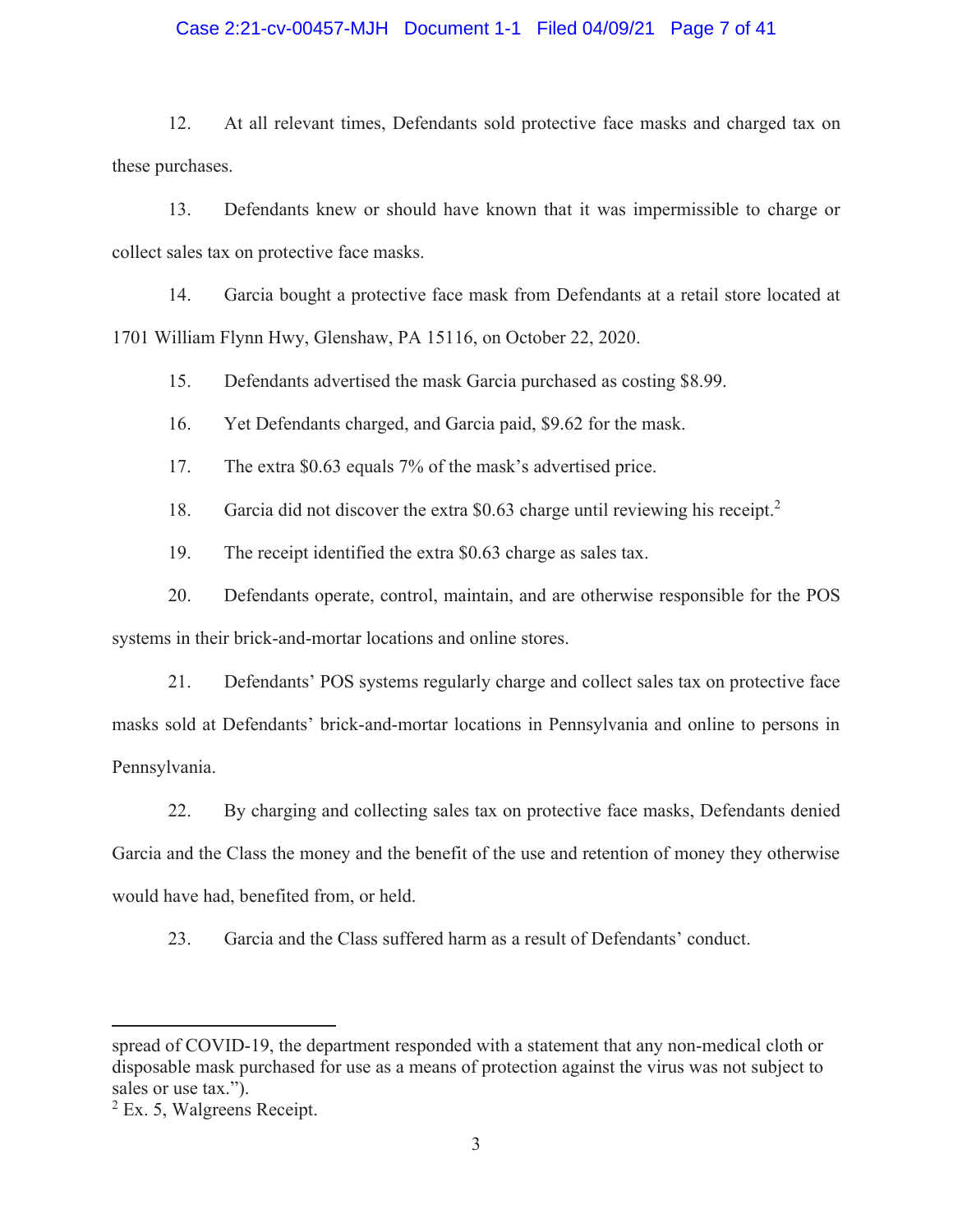12. At all relevant times, Defendants sold protective face masks and charged tax on these purchases.

13. Defendants knew or should have known that it was impermissible to charge or collect sales tax on protective face masks.

14. Garcia bought a protective face mask from Defendants at a retail store located at 1701 William Flynn Hwy, Glenshaw, PA 15116, on October 22, 2020.

15. Defendants advertised the mask Garcia purchased as costing $8.99.

16. Yet Defendants charged, and Garcia paid, $9.62 for the mask.

17. The extra $0.63 equals 7% of the mask's advertised price.

18. Garcia did not discover the extra $0.63 charge until reviewing his receipt.[2]

19. The receipt identified the extra $0.63 charge as sales tax.

20. Defendants operate, control, maintain, and are otherwise responsible for the POS systems in their brick-and-mortar locations and online stores.

21. Defendants' POS systems regularly charge and collect sales tax on protective face masks sold at Defendants' brick-and-mortar locations in Pennsylvania and online to persons in Pennsylvania.

22. By charging and collecting sales tax on protective face masks, Defendants denied Garcia and the Class the money and the benefit of the use and retention of money they otherwise would have had, benefited from, or held.

23. Garcia and the Class suffered harm as a result of Defendants' conduct.

---

spread of COVID-19, the department responded with a statement that any non-medical cloth or disposable mask purchased for use as a means of protection against the virus was not subject to sales or use tax.").

[2] Ex. 5, Walgreens Receipt.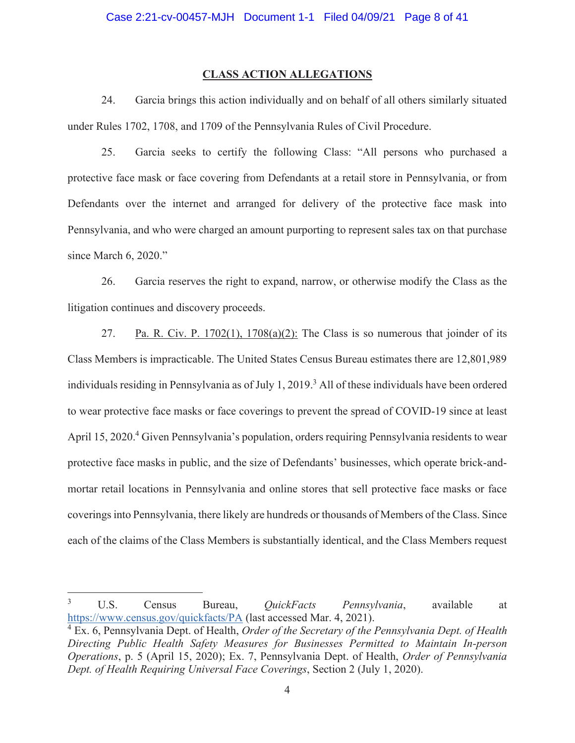## CLASS ACTION ALLEGATIONS

24. Garcia brings this action individually and on behalf of all others similarly situated under Rules 1702, 1708, and 1709 of the Pennsylvania Rules of Civil Procedure.

25. Garcia seeks to certify the following Class: "All persons who purchased a protective face mask or face covering from Defendants at a retail store in Pennsylvania, or from Defendants over the internet and arranged for delivery of the protective face mask into Pennsylvania, and who were charged an amount purporting to represent sales tax on that purchase since March 6, 2020."

26. Garcia reserves the right to expand, narrow, or otherwise modify the Class as the litigation continues and discovery proceeds.

27. Pa. R. Civ. P. 1702(1), 1708(a)(2): The Class is so numerous that joinder of its Class Members is impracticable. The United States Census Bureau estimates there are 12,801,989 individuals residing in Pennsylvania as of July 1, 2019.[3] All of these individuals have been ordered to wear protective face masks or face coverings to prevent the spread of COVID-19 since at least April 15, 2020.[4] Given Pennsylvania's population, orders requiring Pennsylvania residents to wear protective face masks in public, and the size of Defendants' businesses, which operate brick-and-mortar retail locations in Pennsylvania and online stores that sell protective face masks or face coverings into Pennsylvania, there likely are hundreds or thousands of Members of the Class. Since each of the claims of the Class Members is substantially identical, and the Class Members request

---

[3] U.S. Census Bureau, *QuickFacts Pennsylvania*, available at https://www.census.gov/quickfacts/PA (last accessed Mar. 4, 2021).

[4] Ex. 6, Pennsylvania Dept. of Health, *Order of the Secretary of the Pennsylvania Dept. of Health Directing Public Health Safety Measures for Businesses Permitted to Maintain In-person Operations*, p. 5 (April 15, 2020); Ex. 7, Pennsylvania Dept. of Health, *Order of Pennsylvania Dept. of Health Requiring Universal Face Coverings*, Section 2 (July 1, 2020).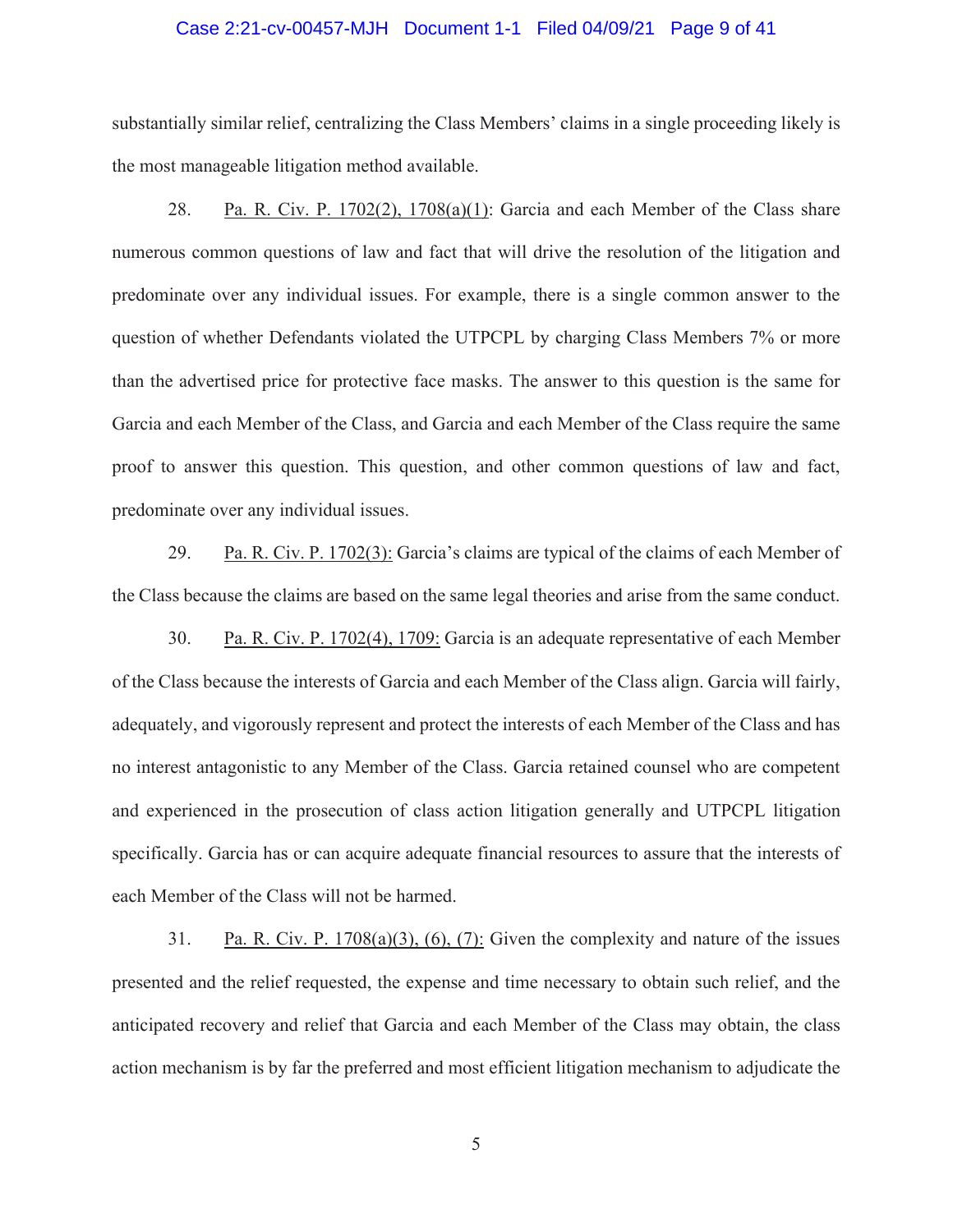substantially similar relief, centralizing the Class Members' claims in a single proceeding likely is the most manageable litigation method available.

28. Pa. R. Civ. P. 1702(2), 1708(a)(1): Garcia and each Member of the Class share numerous common questions of law and fact that will drive the resolution of the litigation and predominate over any individual issues. For example, there is a single common answer to the question of whether Defendants violated the UTPCPL by charging Class Members 7% or more than the advertised price for protective face masks. The answer to this question is the same for Garcia and each Member of the Class, and Garcia and each Member of the Class require the same proof to answer this question. This question, and other common questions of law and fact, predominate over any individual issues.

29. Pa. R. Civ. P. 1702(3): Garcia's claims are typical of the claims of each Member of the Class because the claims are based on the same legal theories and arise from the same conduct.

30. Pa. R. Civ. P. 1702(4), 1709: Garcia is an adequate representative of each Member of the Class because the interests of Garcia and each Member of the Class align. Garcia will fairly, adequately, and vigorously represent and protect the interests of each Member of the Class and has no interest antagonistic to any Member of the Class. Garcia retained counsel who are competent and experienced in the prosecution of class action litigation generally and UTPCPL litigation specifically. Garcia has or can acquire adequate financial resources to assure that the interests of each Member of the Class will not be harmed.

31. Pa. R. Civ. P. 1708(a)(3), (6), (7): Given the complexity and nature of the issues presented and the relief requested, the expense and time necessary to obtain such relief, and the anticipated recovery and relief that Garcia and each Member of the Class may obtain, the class action mechanism is by far the preferred and most efficient litigation mechanism to adjudicate the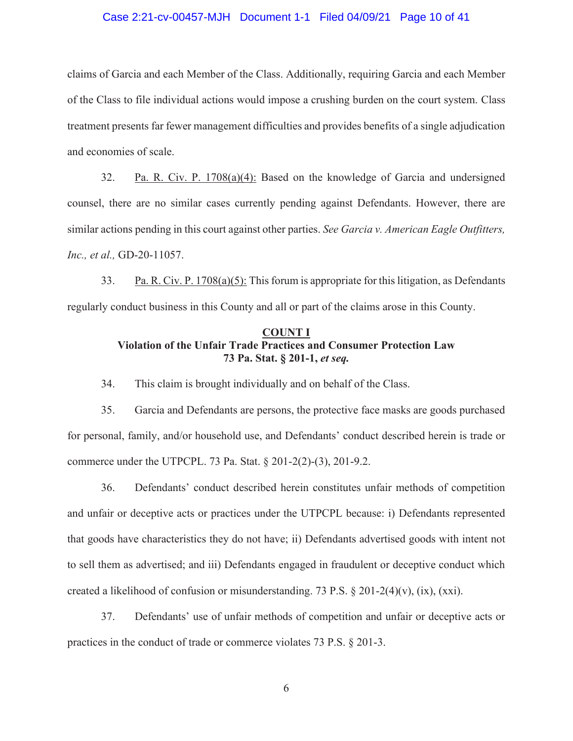claims of Garcia and each Member of the Class. Additionally, requiring Garcia and each Member of the Class to file individual actions would impose a crushing burden on the court system. Class treatment presents far fewer management difficulties and provides benefits of a single adjudication and economies of scale.

32. Pa. R. Civ. P. 1708(a)(4): Based on the knowledge of Garcia and undersigned counsel, there are no similar cases currently pending against Defendants. However, there are similar actions pending in this court against other parties. *See Garcia v. American Eagle Outfitters, Inc., et al.,* GD-20-11057.

33. Pa. R. Civ. P. 1708(a)(5): This forum is appropriate for this litigation, as Defendants regularly conduct business in this County and all or part of the claims arose in this County.

**COUNT I**
**Violation of the Unfair Trade Practices and Consumer Protection Law**
**73 Pa. Stat. § 201-1, *et seq.***

34. This claim is brought individually and on behalf of the Class.

35. Garcia and Defendants are persons, the protective face masks are goods purchased for personal, family, and/or household use, and Defendants' conduct described herein is trade or commerce under the UTPCPL. 73 Pa. Stat. § 201-2(2)-(3), 201-9.2.

36. Defendants' conduct described herein constitutes unfair methods of competition and unfair or deceptive acts or practices under the UTPCPL because: i) Defendants represented that goods have characteristics they do not have; ii) Defendants advertised goods with intent not to sell them as advertised; and iii) Defendants engaged in fraudulent or deceptive conduct which created a likelihood of confusion or misunderstanding. 73 P.S. § 201-2(4)(v), (ix), (xxi).

37. Defendants' use of unfair methods of competition and unfair or deceptive acts or practices in the conduct of trade or commerce violates 73 P.S. § 201-3.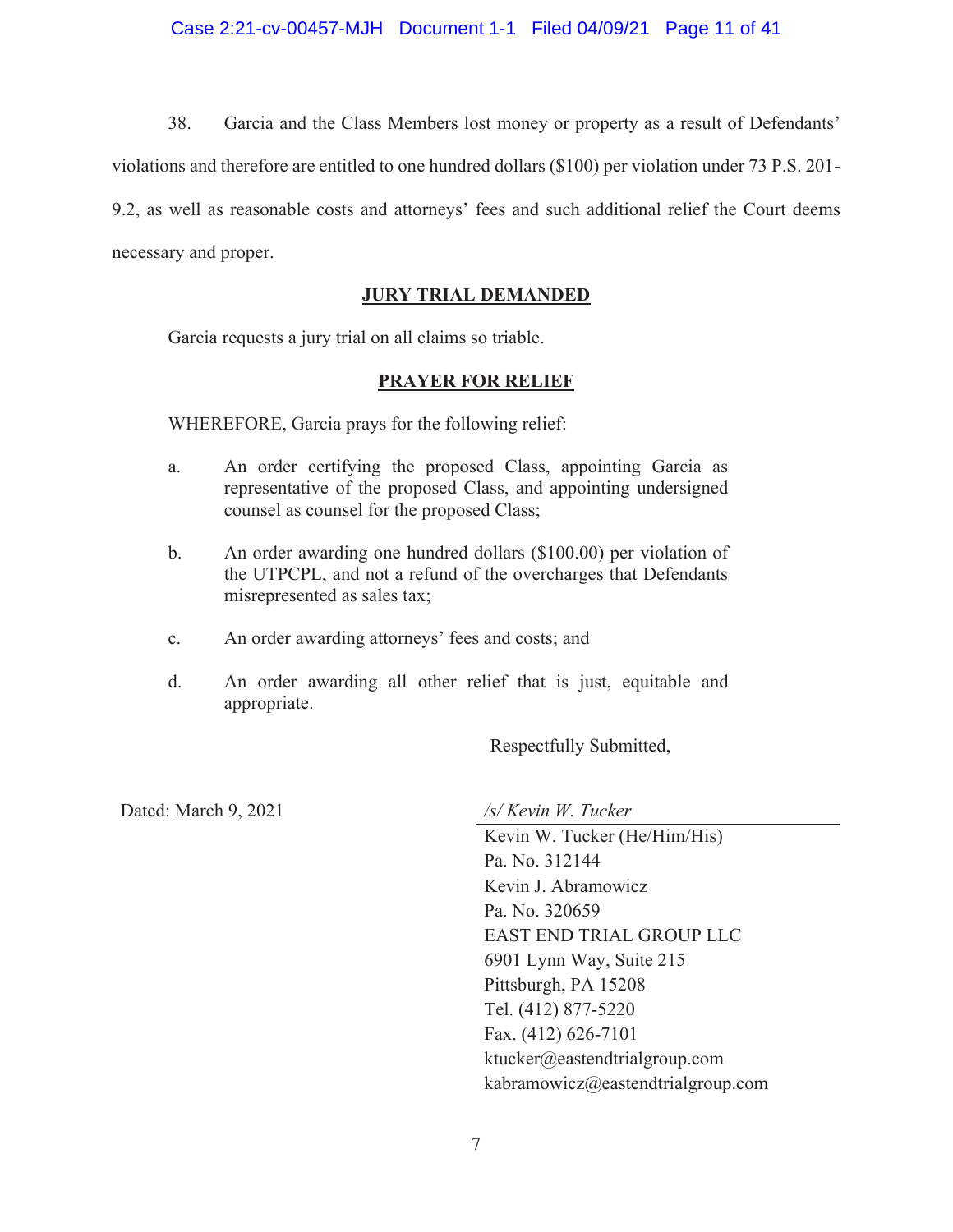38. Garcia and the Class Members lost money or property as a result of Defendants' violations and therefore are entitled to one hundred dollars ($100) per violation under 73 P.S. 201-9.2, as well as reasonable costs and attorneys' fees and such additional relief the Court deems necessary and proper.

**JURY TRIAL DEMANDED**

Garcia requests a jury trial on all claims so triable.

**PRAYER FOR RELIEF**

WHEREFORE, Garcia prays for the following relief:

a. An order certifying the proposed Class, appointing Garcia as representative of the proposed Class, and appointing undersigned counsel as counsel for the proposed Class;

b. An order awarding one hundred dollars ($100.00) per violation of the UTPCPL, and not a refund of the overcharges that Defendants misrepresented as sales tax;

c. An order awarding attorneys' fees and costs; and

d. An order awarding all other relief that is just, equitable and appropriate.

Respectfully Submitted,

Dated: March 9, 2021

*/s/ Kevin W. Tucker*
Kevin W. Tucker (He/Him/His)
Pa. No. 312144
Kevin J. Abramowicz
Pa. No. 320659
EAST END TRIAL GROUP LLC
6901 Lynn Way, Suite 215
Pittsburgh, PA 15208
Tel. (412) 877-5220
Fax. (412) 626-7101
ktucker@eastendtrialgroup.com
kabramowicz@eastendtrialgroup.com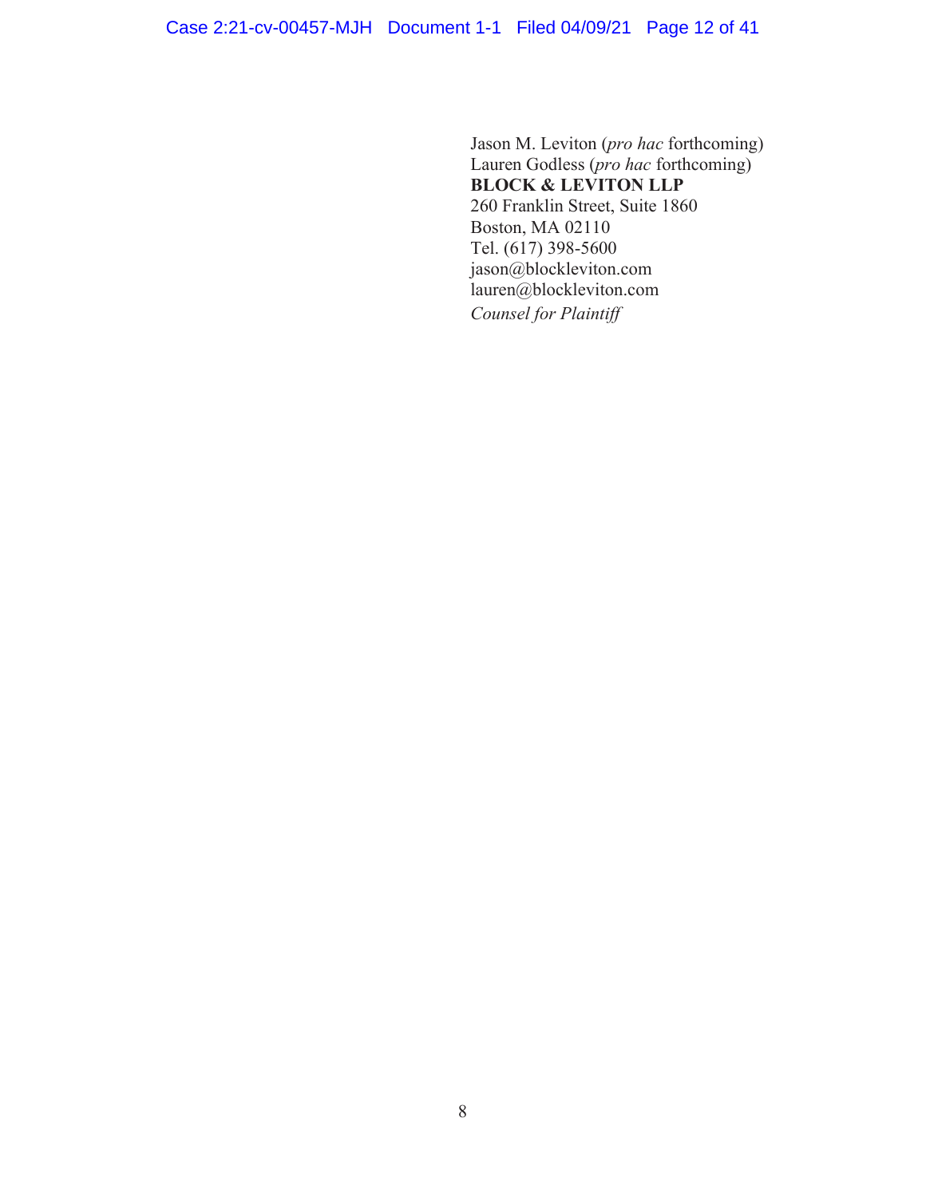Jason M. Leviton (*pro hac* forthcoming)
Lauren Godless (*pro hac* forthcoming)
**BLOCK & LEVITON LLP**
260 Franklin Street, Suite 1860
Boston, MA 02110
Tel. (617) 398-5600
jason@blockleviton.com
lauren@blockleviton.com
*Counsel for Plaintiff*